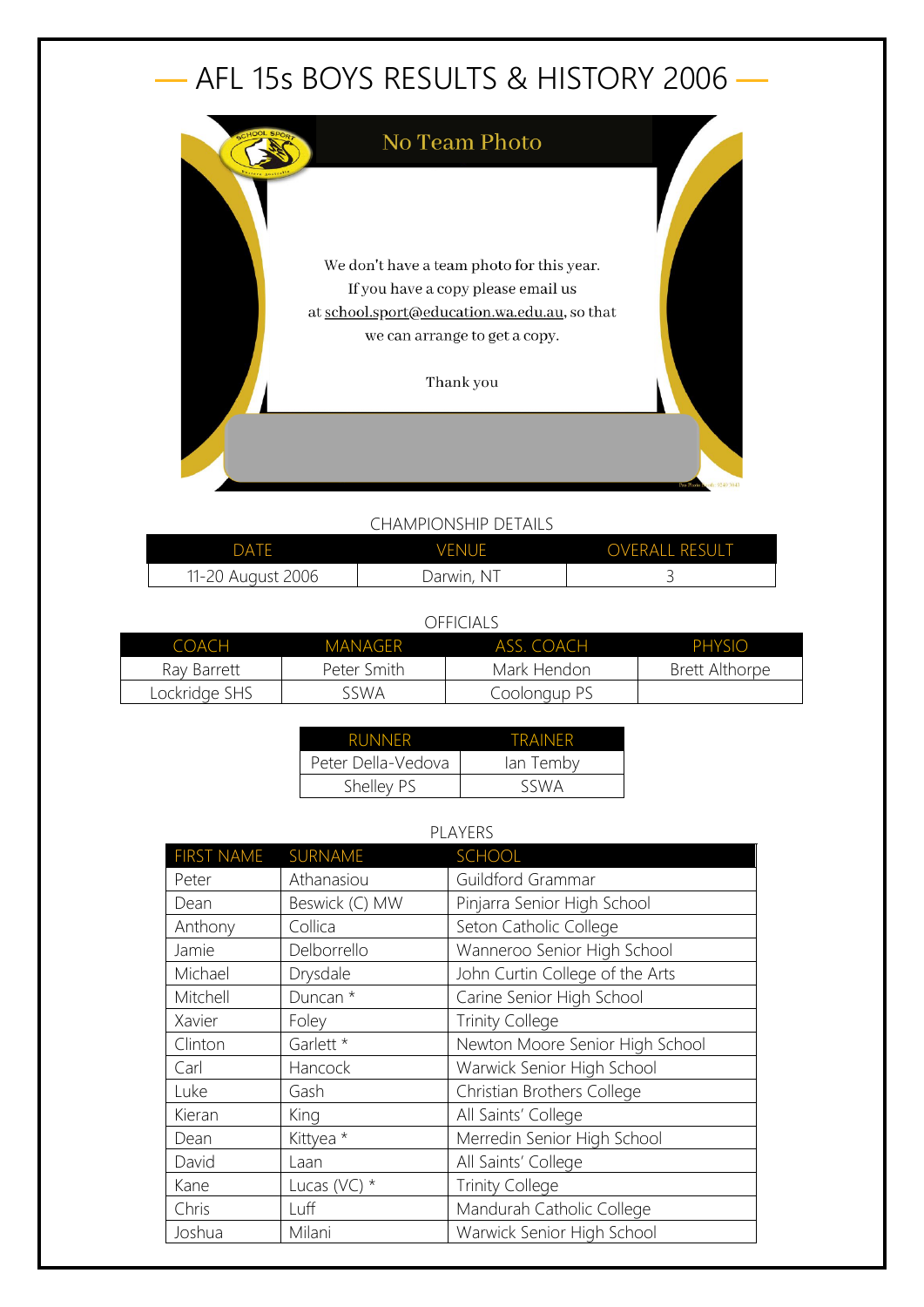# AFL 15s BOYS RESULTS & HISTORY 2006

No Team Photo

We don't have a team photo for this year.
If you have a copy please email us
at school.sport@education.wa.edu.au, so that
we can arrange to get a copy.

Thank you

CHAMPIONSHIP DETAILS

| DATE | VENUE | OVERALL RESULT |
|---|---|---|
| 11-20 August 2006 | Darwin, NT | 3 |

OFFICIALS

| COACH | MANAGER | ASS. COACH | PHYSIO |
|---|---|---|---|
| Ray Barrett | Peter Smith | Mark Hendon | Brett Althorpe |
| Lockridge SHS | SSWA | Coolongup PS | |

| RUNNER | TRAINER |
|---|---|
| Peter Della-Vedova | Ian Temby |
| Shelley PS | SSWA |

PLAYERS

| FIRST NAME | SURNAME | SCHOOL |
|---|---|---|
| Peter | Athanasiou | Guildford Grammar |
| Dean | Beswick (C) MW | Pinjarra Senior High School |
| Anthony | Collica | Seton Catholic College |
| Jamie | Delborrello | Wanneroo Senior High School |
| Michael | Drysdale | John Curtin College of the Arts |
| Mitchell | Duncan * | Carine Senior High School |
| Xavier | Foley | Trinity College |
| Clinton | Garlett * | Newton Moore Senior High School |
| Carl | Hancock | Warwick Senior High School |
| Luke | Gash | Christian Brothers College |
| Kieran | King | All Saints' College |
| Dean | Kittyea * | Merredin Senior High School |
| David | Laan | All Saints' College |
| Kane | Lucas (VC) * | Trinity College |
| Chris | Luff | Mandurah Catholic College |
| Joshua | Milani | Warwick Senior High School |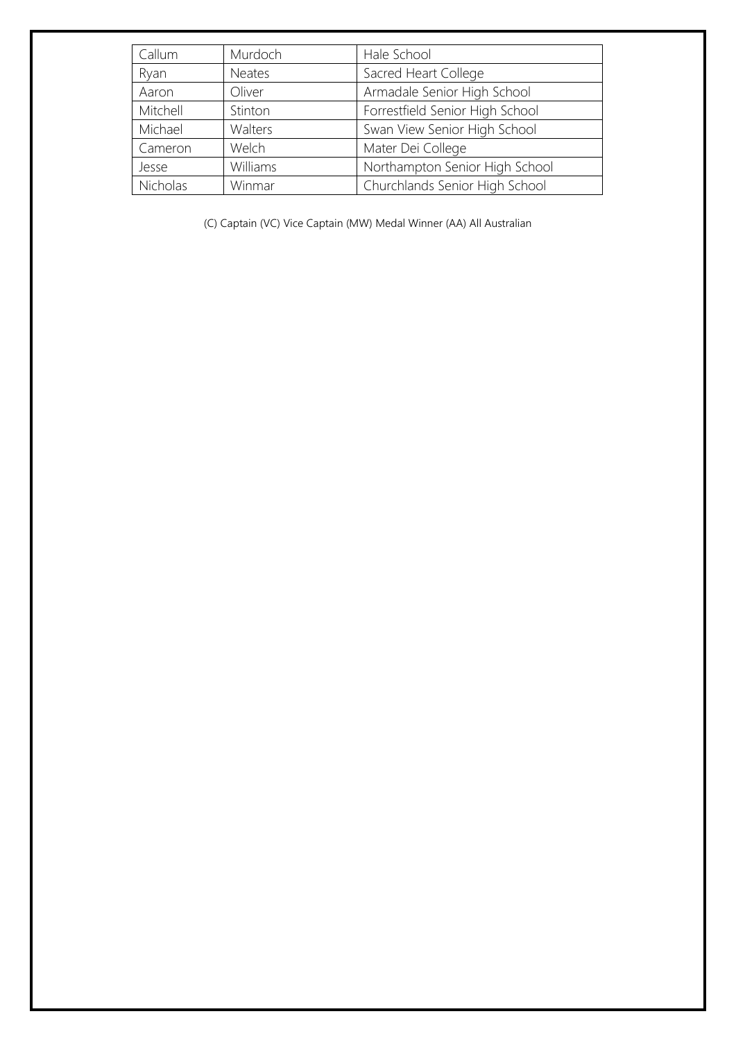| | | |
|---|---|---|
| Callum | Murdoch | Hale School |
| Ryan | Neates | Sacred Heart College |
| Aaron | Oliver | Armadale Senior High School |
| Mitchell | Stinton | Forrestfield Senior High School |
| Michael | Walters | Swan View Senior High School |
| Cameron | Welch | Mater Dei College |
| Jesse | Williams | Northampton Senior High School |
| Nicholas | Winmar | Churchlands Senior High School |

(C) Captain (VC) Vice Captain (MW) Medal Winner (AA) All Australian